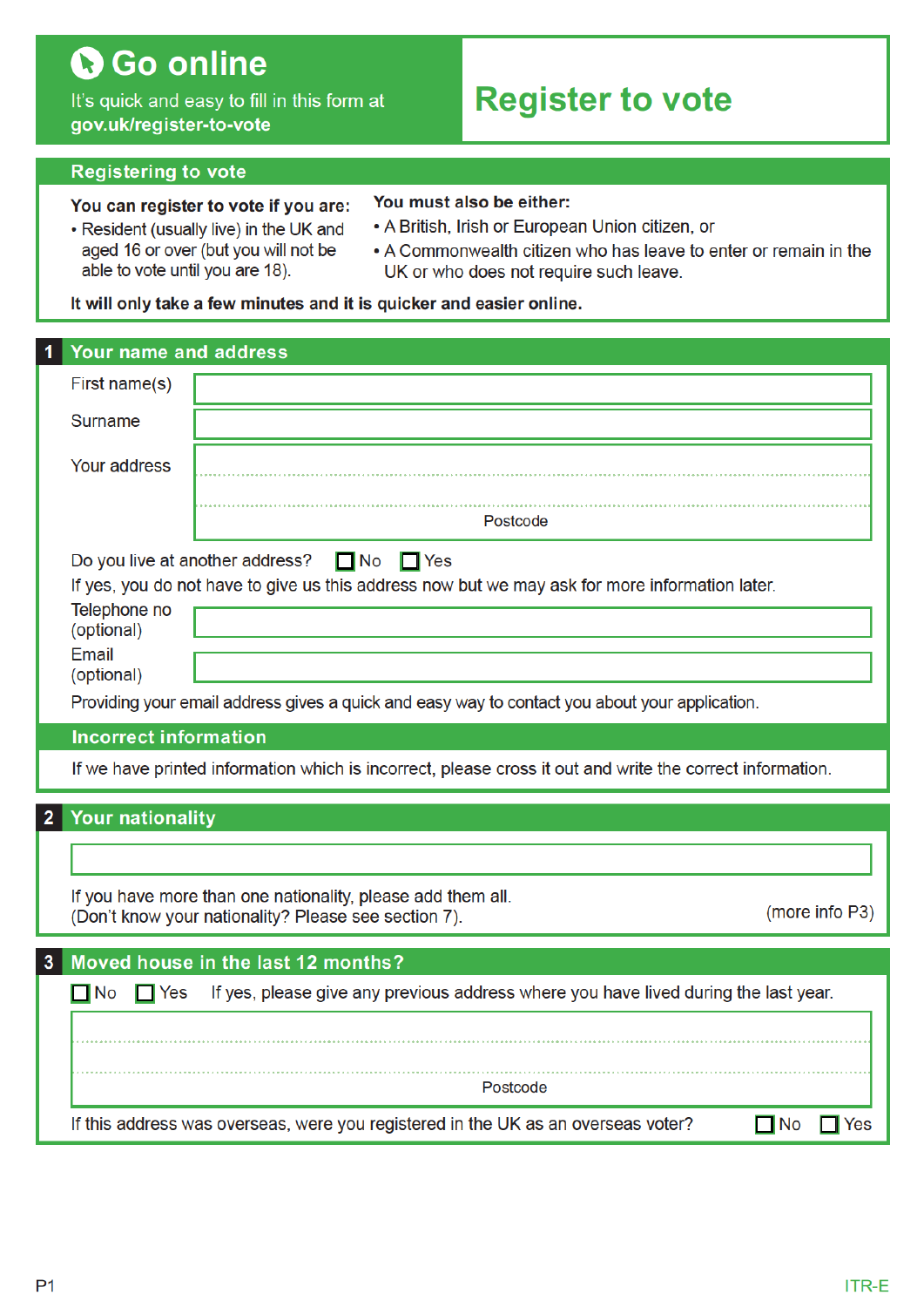# Go online

It's quick and easy to fill in this form at **gov.uk/register-to-vote**

# Register to vote

## Registering to vote

**You can register to vote if you are:**

- Resident (usually live) in the UK and aged 16 or over (but you will not be able to vote until you are 18).

**You must also be either:**

- A British, Irish or European Union citizen, or
- A Commonwealth citizen who has leave to enter or remain in the UK or who does not require such leave.

**It will only take a few minutes and it is quicker and easier online.**

## 1 Your name and address

First name(s) ____________________

Surname ____________________

Your address ____________________

____________________

Postcode ____________________

Do you live at another address? ☐ No ☐ Yes

If yes, you do not have to give us this address now but we may ask for more information later.

Telephone no (optional) ____________________

Email (optional) ____________________

Providing your email address gives a quick and easy way to contact you about your application.

### Incorrect information

If we have printed information which is incorrect, please cross it out and write the correct information.

## 2 Your nationality

____________________

If you have more than one nationality, please add them all.
(Don't know your nationality? Please see section 7). (more info P3)

## 3 Moved house in the last 12 months?

☐ No ☐ Yes If yes, please give any previous address where you have lived during the last year.

____________________

____________________

Postcode ____________________

If this address was overseas, were you registered in the UK as an overseas voter? ☐ No ☐ Yes

ITR-E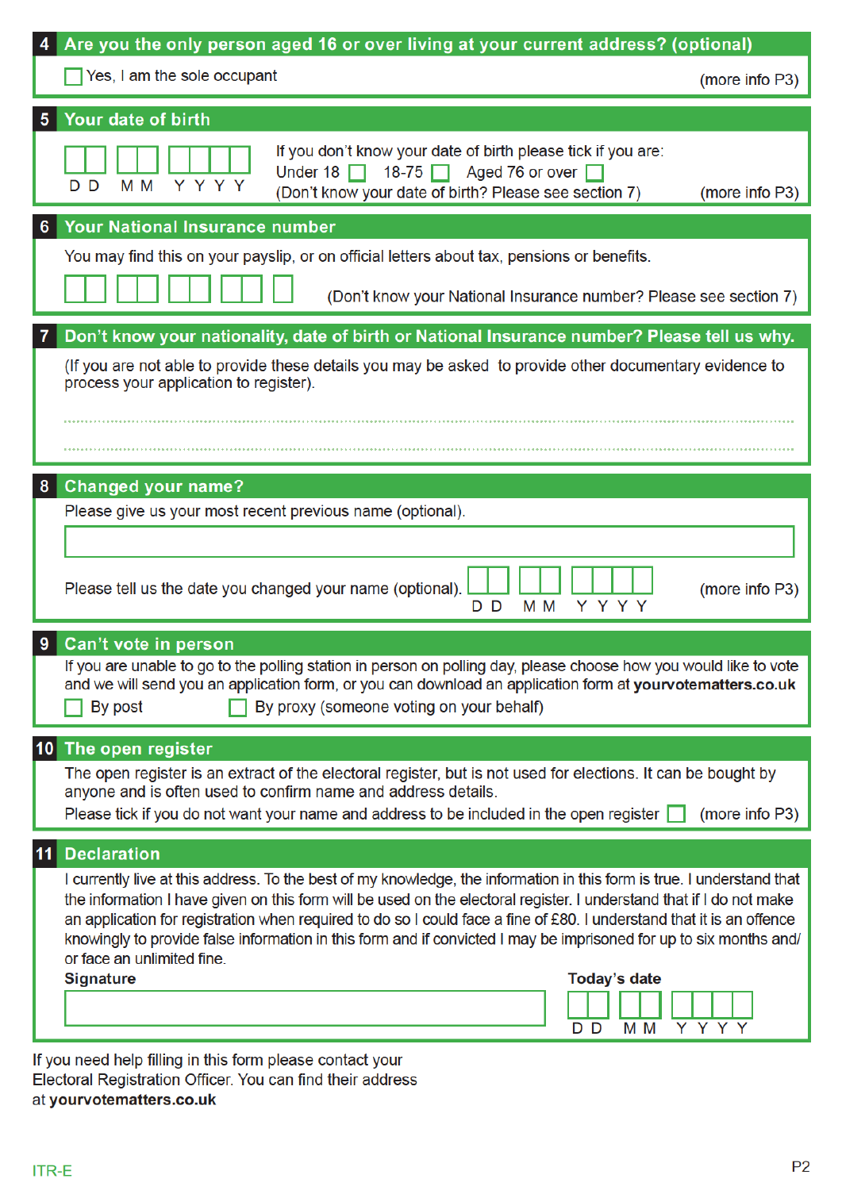## 4 Are you the only person aged 16 or over living at your current address? (optional)

☐ Yes, I am the sole occupant (more info P3)

## 5 Your date of birth

DD MM YYYY

If you don't know your date of birth please tick if you are:

Under 18 ☐ 18-75 ☐ Aged 76 or over ☐

(Don't know your date of birth? Please see section 7) (more info P3)

## 6 Your National Insurance number

You may find this on your payslip, or on official letters about tax, pensions or benefits.

(Don't know your National Insurance number? Please see section 7)

## 7 Don't know your nationality, date of birth or National Insurance number? Please tell us why.

(If you are not able to provide these details you may be asked to provide other documentary evidence to process your application to register).

## 8 Changed your name?

Please give us your most recent previous name (optional).

Please tell us the date you changed your name (optional). DD MM YYYY (more info P3)

## 9 Can't vote in person

If you are unable to go to the polling station in person on polling day, please choose how you would like to vote and we will send you an application form, or you can download an application form at **yourvotematters.co.uk**

☐ By post ☐ By proxy (someone voting on your behalf)

## 10 The open register

The open register is an extract of the electoral register, but is not used for elections. It can be bought by anyone and is often used to confirm name and address details.

Please tick if you do not want your name and address to be included in the open register ☐ (more info P3)

## 11 Declaration

I currently live at this address. To the best of my knowledge, the information in this form is true. I understand that the information I have given on this form will be used on the electoral register. I understand that if I do not make an application for registration when required to do so I could face a fine of £80. I understand that it is an offence knowingly to provide false information in this form and if convicted I may be imprisoned for up to six months and/or face an unlimited fine.

**Signature**

**Today's date** DD MM YYYY

If you need help filling in this form please contact your Electoral Registration Officer. You can find their address at **yourvotematters.co.uk**

ITR-E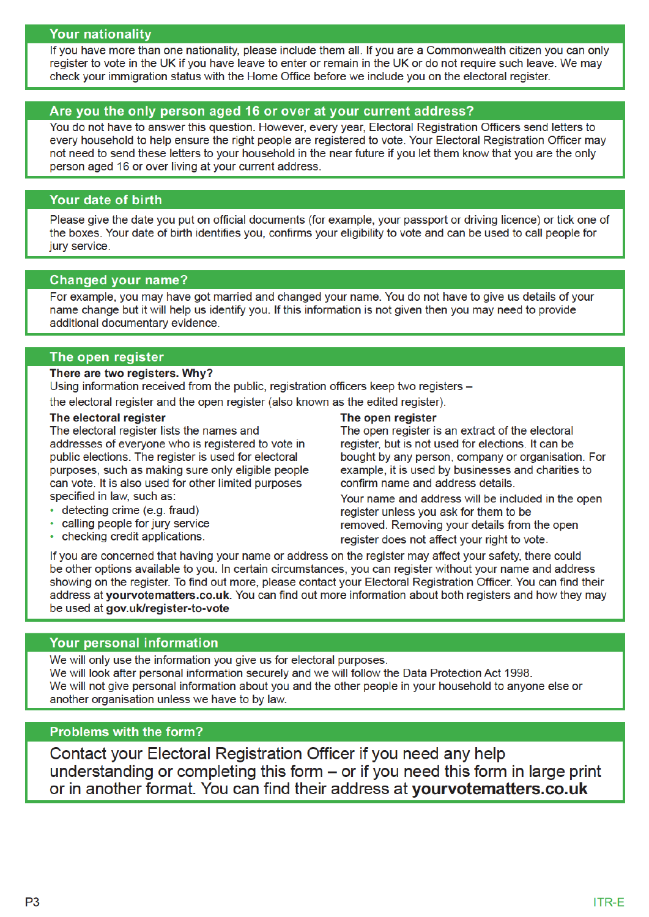## Your nationality

If you have more than one nationality, please include them all. If you are a Commonwealth citizen you can only register to vote in the UK if you have leave to enter or remain in the UK or do not require such leave. We may check your immigration status with the Home Office before we include you on the electoral register.

## Are you the only person aged 16 or over at your current address?

You do not have to answer this question. However, every year, Electoral Registration Officers send letters to every household to help ensure the right people are registered to vote. Your Electoral Registration Officer may not need to send these letters to your household in the near future if you let them know that you are the only person aged 16 or over living at your current address.

## Your date of birth

Please give the date you put on official documents (for example, your passport or driving licence) or tick one of the boxes. Your date of birth identifies you, confirms your eligibility to vote and can be used to call people for jury service.

## Changed your name?

For example, you may have got married and changed your name. You do not have to give us details of your name change but it will help us identify you. If this information is not given then you may need to provide additional documentary evidence.

## The open register

**There are two registers. Why?**

Using information received from the public, registration officers keep two registers – the electoral register and the open register (also known as the edited register).

**The electoral register**

The electoral register lists the names and addresses of everyone who is registered to vote in public elections. The register is used for electoral purposes, such as making sure only eligible people can vote. It is also used for other limited purposes specified in law, such as:

- detecting crime (e.g. fraud)
- calling people for jury service
- checking credit applications.

**The open register**

The open register is an extract of the electoral register, but is not used for elections. It can be bought by any person, company or organisation. For example, it is used by businesses and charities to confirm name and address details.

Your name and address will be included in the open register unless you ask for them to be removed. Removing your details from the open register does not affect your right to vote.

If you are concerned that having your name or address on the register may affect your safety, there could be other options available to you. In certain circumstances, you can register without your name and address showing on the register. To find out more, please contact your Electoral Registration Officer. You can find their address at **yourvotematters.co.uk**. You can find out more information about both registers and how they may be used at **gov.uk/register-to-vote**

## Your personal information

We will only use the information you give us for electoral purposes.
We will look after personal information securely and we will follow the Data Protection Act 1998.
We will not give personal information about you and the other people in your household to anyone else or another organisation unless we have to by law.

## Problems with the form?

Contact your Electoral Registration Officer if you need any help understanding or completing this form – or if you need this form in large print or in another format. You can find their address at **yourvotematters.co.uk**

ITR-E